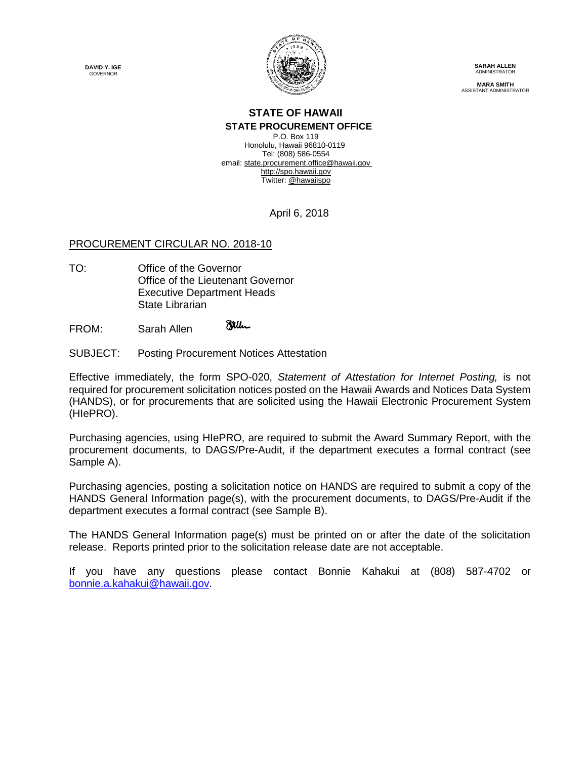**DAVID Y. IGE**
GOVERNOR

**SARAH ALLEN**
ADMINISTRATOR

**MARA SMITH**
ASSISTANT ADMINISTRATOR

## STATE OF HAWAII
### STATE PROCUREMENT OFFICE

P.O. Box 119
Honolulu, Hawaii 96810-0119
Tel: (808) 586-0554
email: state.procurement.office@hawaii.gov
http://spo.hawaii.gov
Twitter: @hawaiispo

April 6, 2018

PROCUREMENT CIRCULAR NO. 2018-10

TO: Office of the Governor
Office of the Lieutenant Governor
Executive Department Heads
State Librarian

FROM: Sarah Allen

SUBJECT: Posting Procurement Notices Attestation

Effective immediately, the form SPO-020, *Statement of Attestation for Internet Posting,* is not required for procurement solicitation notices posted on the Hawaii Awards and Notices Data System (HANDS), or for procurements that are solicited using the Hawaii Electronic Procurement System (HIePRO).

Purchasing agencies, using HIePRO, are required to submit the Award Summary Report, with the procurement documents, to DAGS/Pre-Audit, if the department executes a formal contract (see Sample A).

Purchasing agencies, posting a solicitation notice on HANDS are required to submit a copy of the HANDS General Information page(s), with the procurement documents, to DAGS/Pre-Audit if the department executes a formal contract (see Sample B).

The HANDS General Information page(s) must be printed on or after the date of the solicitation release. Reports printed prior to the solicitation release date are not acceptable.

If you have any questions please contact Bonnie Kahakui at (808) 587-4702 or bonnie.a.kahakui@hawaii.gov.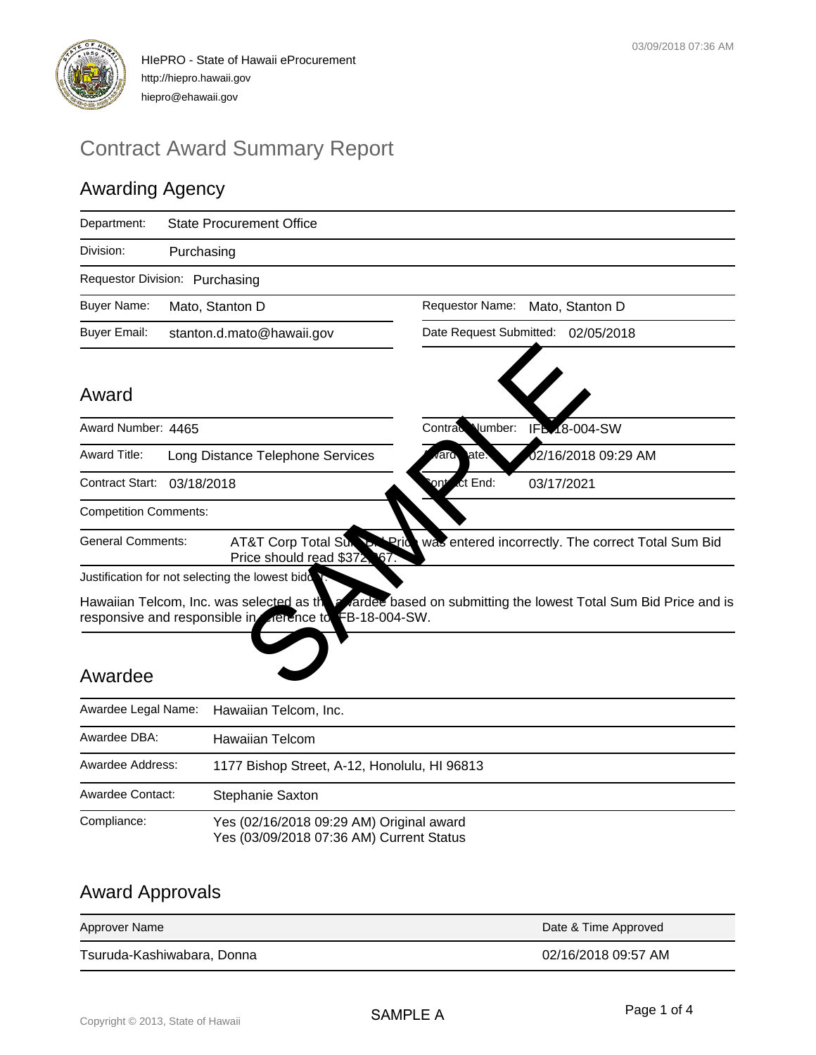HIePRO - State of Hawaii eProcurement
http://hiepro.hawaii.gov
hiepro@ehawaii.gov

03/09/2018 07:36 AM

# Contract Award Summary Report

## Awarding Agency

| | |
|---|---|
| Department: | State Procurement Office |
| Division: | Purchasing |
| Requestor Division: | Purchasing |
| Buyer Name: | Mato, Stanton D |
| Requestor Name: | Mato, Stanton D |
| Buyer Email: | stanton.d.mato@hawaii.gov |
| Date Request Submitted: | 02/05/2018 |

## Award

| | |
|---|---|
| Award Number: | 4465 |
| Contract Number: | IFB-18-004-SW |
| Award Title: | Long Distance Telephone Services |
| Award Date: | 02/16/2018 09:29 AM |
| Contract Start: | 03/18/2018 |
| Contract End: | 03/17/2021 |
| Competition Comments: | |
| General Comments: | AT&T Corp Total Sum Bid Price was entered incorrectly. The correct Total Sum Bid Price should read $372,867. |

Justification for not selecting the lowest bidder:

Hawaiian Telcom, Inc. was selected as the awardee based on submitting the lowest Total Sum Bid Price and is responsive and responsible in reference to IFB-18-004-SW.

SAMPLE

## Awardee

| | |
|---|---|
| Awardee Legal Name: | Hawaiian Telcom, Inc. |
| Awardee DBA: | Hawaiian Telcom |
| Awardee Address: | 1177 Bishop Street, A-12, Honolulu, HI 96813 |
| Awardee Contact: | Stephanie Saxton |
| Compliance: | Yes (02/16/2018 09:29 AM) Original award<br>Yes (03/09/2018 07:36 AM) Current Status |

## Award Approvals

| Approver Name | Date & Time Approved |
|---|---|
| Tsuruda-Kashiwabara, Donna | 02/16/2018 09:57 AM |

SAMPLE A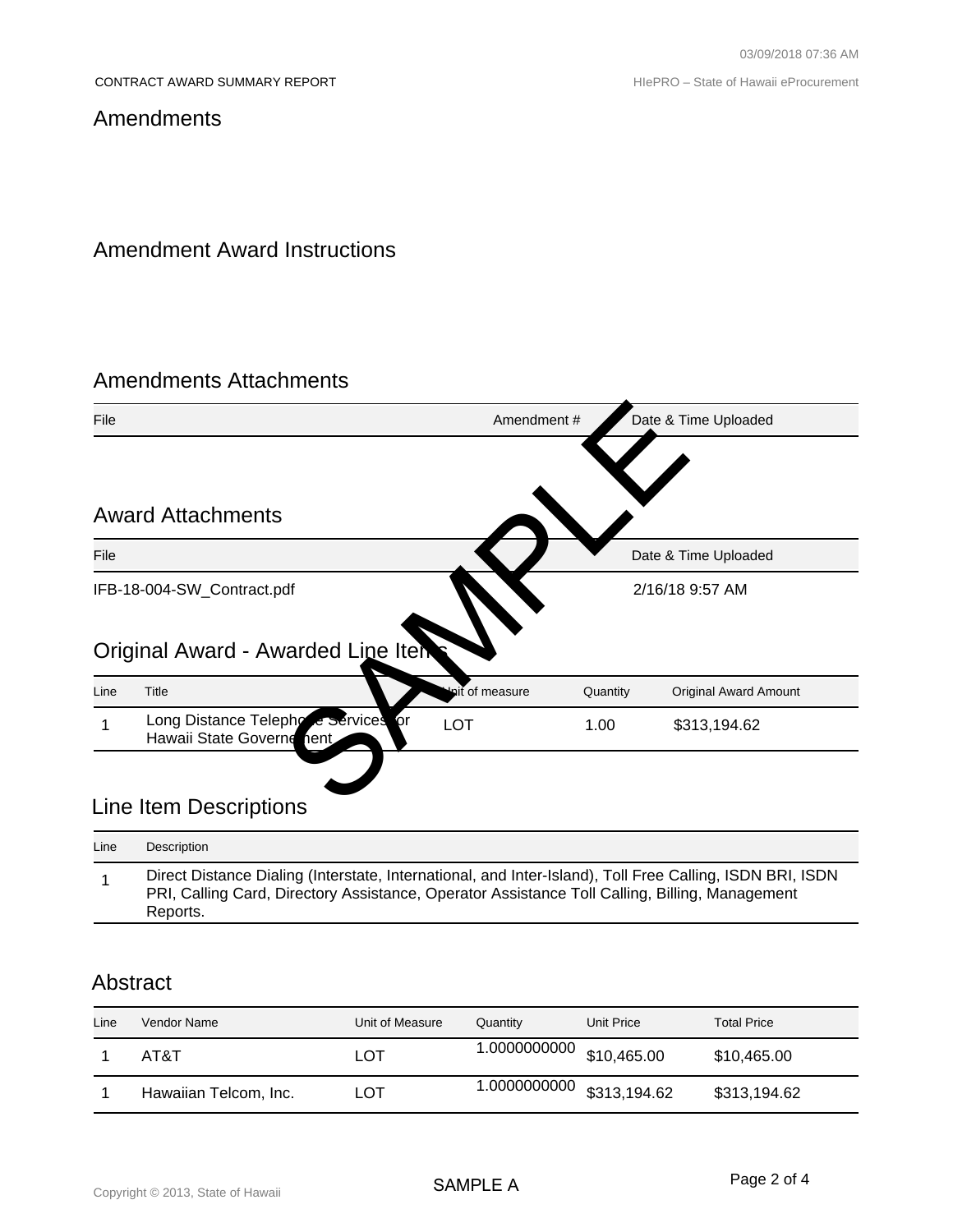## Amendments

## Amendment Award Instructions

## Amendments Attachments

| File | Amendment # | Date & Time Uploaded |
|---|---|---|

## Award Attachments

| File | Date & Time Uploaded |
|---|---|
| IFB-18-004-SW_Contract.pdf | 2/16/18 9:57 AM |

## Original Award - Awarded Line Items

| Line | Title | Unit of measure | Quantity | Original Award Amount |
|---|---|---|---|---|
| 1 | Long Distance Telephone Services for Hawaii State Government | LOT | 1.00 | $313,194.62 |

## Line Item Descriptions

| Line | Description |
|---|---|
| 1 | Direct Distance Dialing (Interstate, International, and Inter-Island), Toll Free Calling, ISDN BRI, ISDN PRI, Calling Card, Directory Assistance, Operator Assistance Toll Calling, Billing, Management Reports. |

## Abstract

| Line | Vendor Name | Unit of Measure | Quantity | Unit Price | Total Price |
|---|---|---|---|---|---|
| 1 | AT&T | LOT | 1.0000000000 | $10,465.00 | $10,465.00 |
| 1 | Hawaiian Telcom, Inc. | LOT | 1.0000000000 | $313,194.62 | $313,194.62 |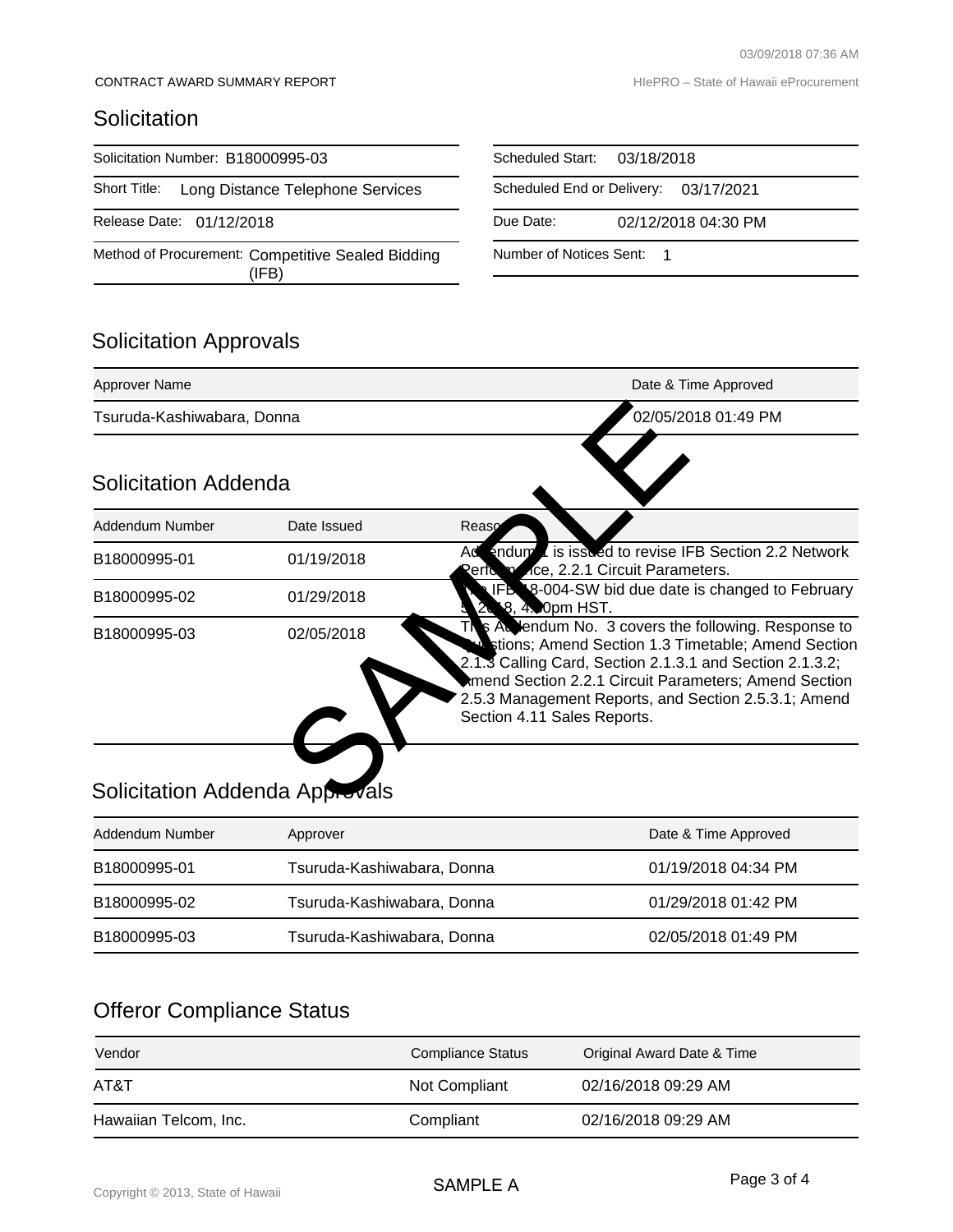CONTRACT AWARD SUMMARY REPORT

## Solicitation

| | |
|---|---|
| Solicitation Number: B18000995-03 | Scheduled Start: 03/18/2018 |
| Short Title: Long Distance Telephone Services | Scheduled End or Delivery: 03/17/2021 |
| Release Date: 01/12/2018 | Due Date: 02/12/2018 04:30 PM |
| Method of Procurement: Competitive Sealed Bidding (IFB) | Number of Notices Sent: 1 |

## Solicitation Approvals

| Approver Name | Date & Time Approved |
|---|---|
| Tsuruda-Kashiwabara, Donna | 02/05/2018 01:49 PM |

## Solicitation Addenda

| Addendum Number | Date Issued | Reason |
|---|---|---|
| B18000995-01 | 01/19/2018 | Addendum 1 is issued to revise IFB Section 2.2 Network Performance, 2.2.1 Circuit Parameters. |
| B18000995-02 | 01/29/2018 | The IFB 18-004-SW bid due date is changed to February 5, 2018, 4:30pm HST. |
| B18000995-03 | 02/05/2018 | This Addendum No. 3 covers the following. Response to Questions; Amend Section 1.3 Timetable; Amend Section 2.1.3 Calling Card, Section 2.1.3.1 and Section 2.1.3.2; Amend Section 2.2.1 Circuit Parameters; Amend Section 2.5.3 Management Reports, and Section 2.5.3.1; Amend Section 4.11 Sales Reports. |

## Solicitation Addenda Approvals

| Addendum Number | Approver | Date & Time Approved |
|---|---|---|
| B18000995-01 | Tsuruda-Kashiwabara, Donna | 01/19/2018 04:34 PM |
| B18000995-02 | Tsuruda-Kashiwabara, Donna | 01/29/2018 01:42 PM |
| B18000995-03 | Tsuruda-Kashiwabara, Donna | 02/05/2018 01:49 PM |

## Offeror Compliance Status

| Vendor | Compliance Status | Original Award Date & Time |
|---|---|---|
| AT&T | Not Compliant | 02/16/2018 09:29 AM |
| Hawaiian Telcom, Inc. | Compliant | 02/16/2018 09:29 AM |

SAMPLE A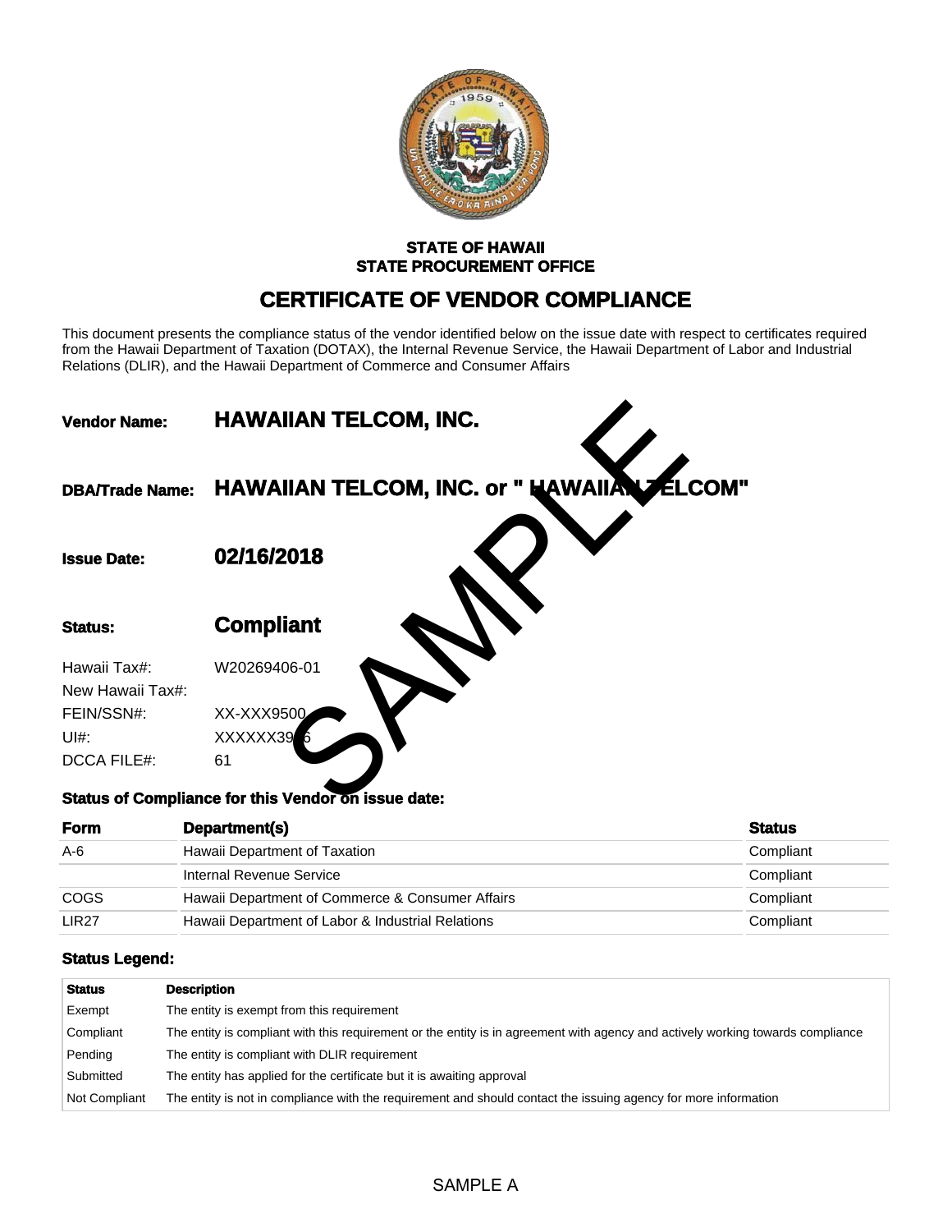**STATE OF HAWAII**
**STATE PROCUREMENT OFFICE**

# CERTIFICATE OF VENDOR COMPLIANCE

This document presents the compliance status of the vendor identified below on the issue date with respect to certificates required from the Hawaii Department of Taxation (DOTAX), the Internal Revenue Service, the Hawaii Department of Labor and Industrial Relations (DLIR), and the Hawaii Department of Commerce and Consumer Affairs

**Vendor Name:** **HAWAIIAN TELCOM, INC.**

**DBA/Trade Name:** **HAWAIIAN TELCOM, INC. or " HAWAIIAN TELCOM"**

**Issue Date:** **02/16/2018**

**Status:** **Compliant**

Hawaii Tax#: W20269406-01
New Hawaii Tax#:
FEIN/SSN#: XX-XXX9500
UI#: XXXXXX3936
DCCA FILE#: 61

SAMPLE

**Status of Compliance for this Vendor on issue date:**

| Form | Department(s) | Status |
|---|---|---|
| A-6 | Hawaii Department of Taxation | Compliant |
| | Internal Revenue Service | Compliant |
| COGS | Hawaii Department of Commerce & Consumer Affairs | Compliant |
| LIR27 | Hawaii Department of Labor & Industrial Relations | Compliant |

**Status Legend:**

| Status | Description |
|---|---|
| Exempt | The entity is exempt from this requirement |
| Compliant | The entity is compliant with this requirement or the entity is in agreement with agency and actively working towards compliance |
| Pending | The entity is compliant with DLIR requirement |
| Submitted | The entity has applied for the certificate but it is awaiting approval |
| Not Compliant | The entity is not in compliance with the requirement and should contact the issuing agency for more information |

SAMPLE A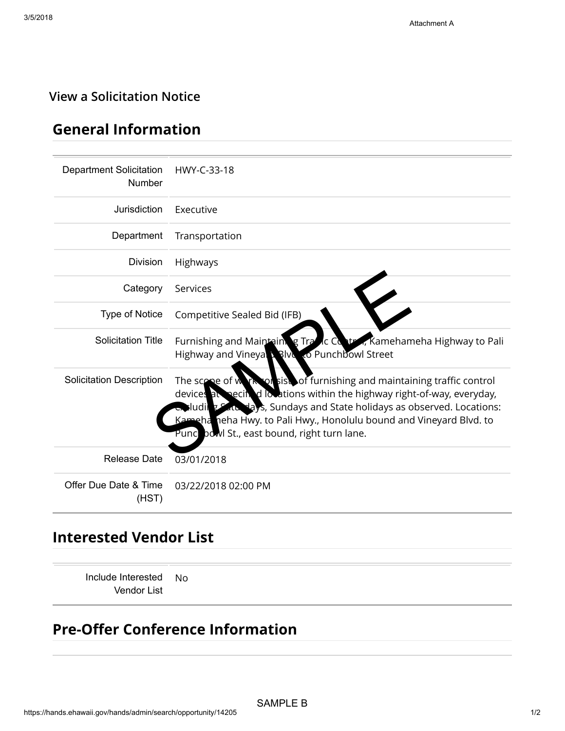Attachment A

### View a Solicitation Notice

## General Information

| | |
|---|---|
| Department Solicitation Number | HWY-C-33-18 |
| Jurisdiction | Executive |
| Department | Transportation |
| Division | Highways |
| Category | Services |
| Type of Notice | Competitive Sealed Bid (IFB) |
| Solicitation Title | Furnishing and Maintaining Traffic Control, Kamehameha Highway to Pali Highway and Vineyard Blvd. to Punchbowl Street |
| Solicitation Description | The scope of work consists of furnishing and maintaining traffic control devices at specified locations within the highway right-of-way, everyday, excluding Saturdays, Sundays and State holidays as observed. Locations: Kamehameha Hwy. to Pali Hwy., Honolulu bound and Vineyard Blvd. to Punchbowl St., east bound, right turn lane. |
| Release Date | 03/01/2018 |
| Offer Due Date & Time (HST) | 03/22/2018 02:00 PM |

## Interested Vendor List

| | |
|---|---|
| Include Interested Vendor List | No |

## Pre-Offer Conference Information

SAMPLE

SAMPLE B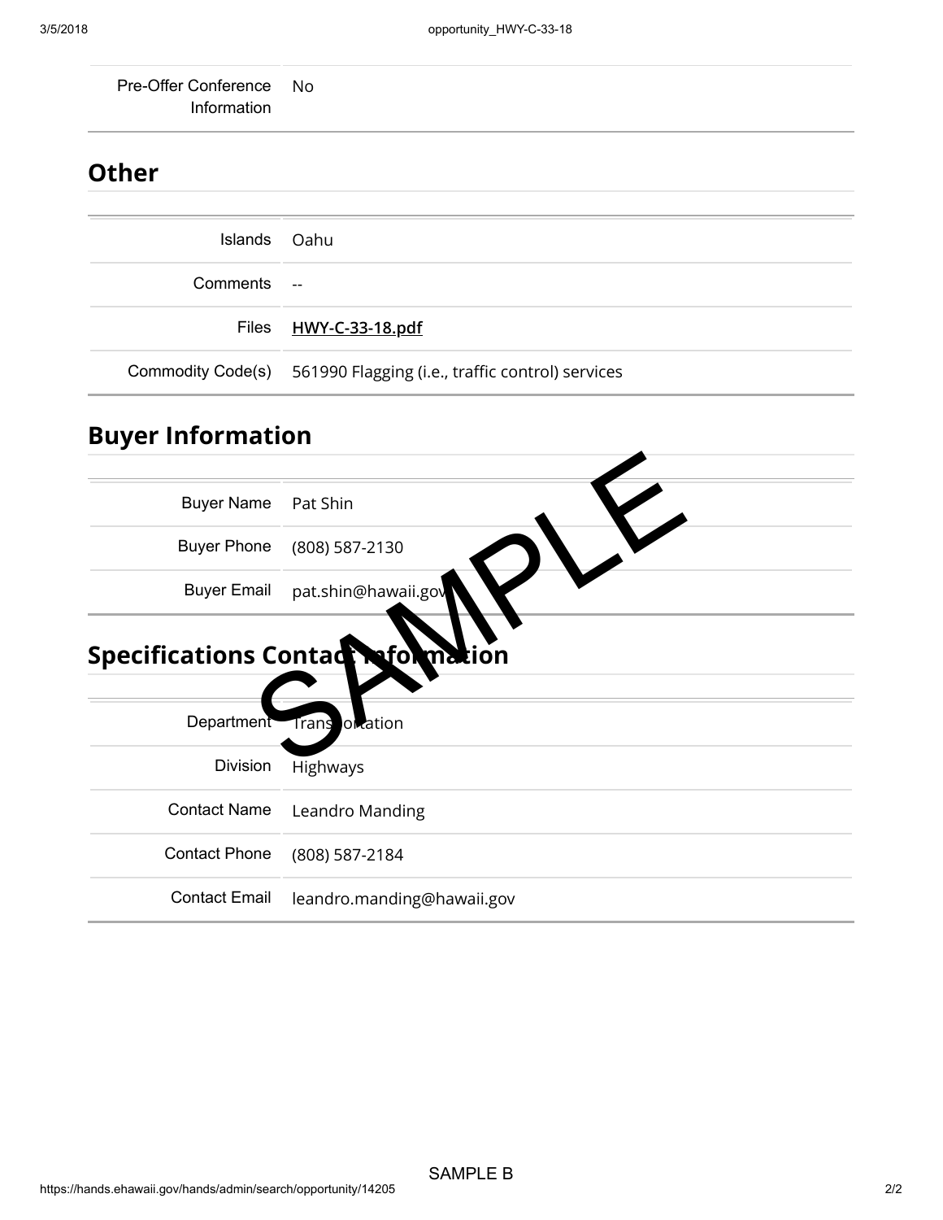| | |
|---|---|
| Pre-Offer Conference Information | No |

## Other

| | |
|---|---|
| Islands | Oahu |
| Comments | -- |
| Files | **HWY-C-33-18.pdf** |
| Commodity Code(s) | 561990 Flagging (i.e., traffic control) services |

## Buyer Information

| | |
|---|---|
| Buyer Name | Pat Shin |
| Buyer Phone | (808) 587-2130 |
| Buyer Email | pat.shin@hawaii.gov |

## Specifications Contact Information

| | |
|---|---|
| Department | Transportation |
| Division | Highways |
| Contact Name | Leandro Manding |
| Contact Phone | (808) 587-2184 |
| Contact Email | leandro.manding@hawaii.gov |

SAMPLE

SAMPLE B